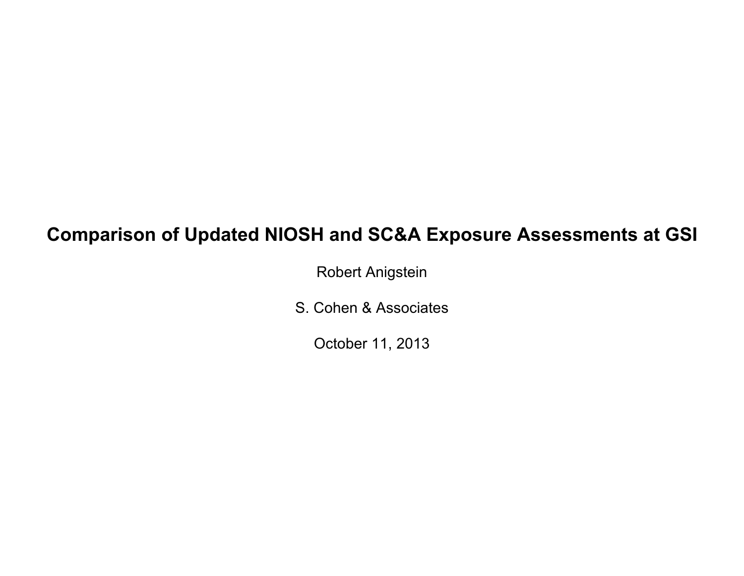# Comparison of Updated NIOSH and SC&A Exposure Assessments at GSI

Robert Anigstein

S. Cohen & Associates

October 11, 2013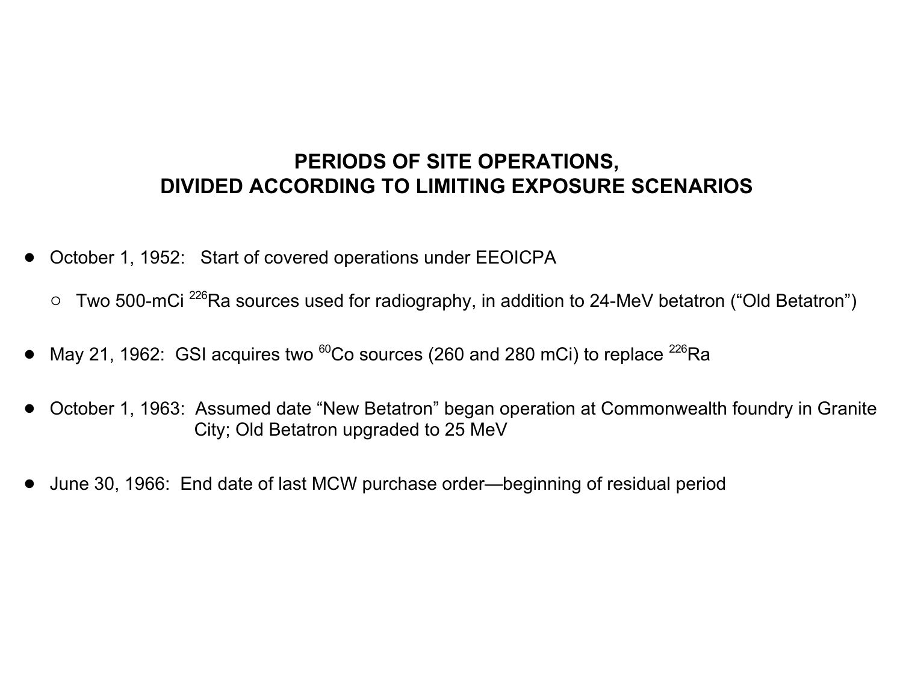## PERIODS OF SITE OPERATIONS, DIVIDED ACCORDING TO LIMITING EXPOSURE SCENARIOS

- October 1, 1952: Start of covered operations under EEOICPA
  - Two 500-mCi $^{226}$Ra sources used for radiography, in addition to 24-MeV betatron ("Old Betatron")
- May 21, 1962: GSI acquires two $^{60}$Co sources (260 and 280 mCi) to replace $^{226}$Ra
- October 1, 1963: Assumed date "New Betatron" began operation at Commonwealth foundry in Granite City; Old Betatron upgraded to 25 MeV
- June 30, 1966: End date of last MCW purchase order—beginning of residual period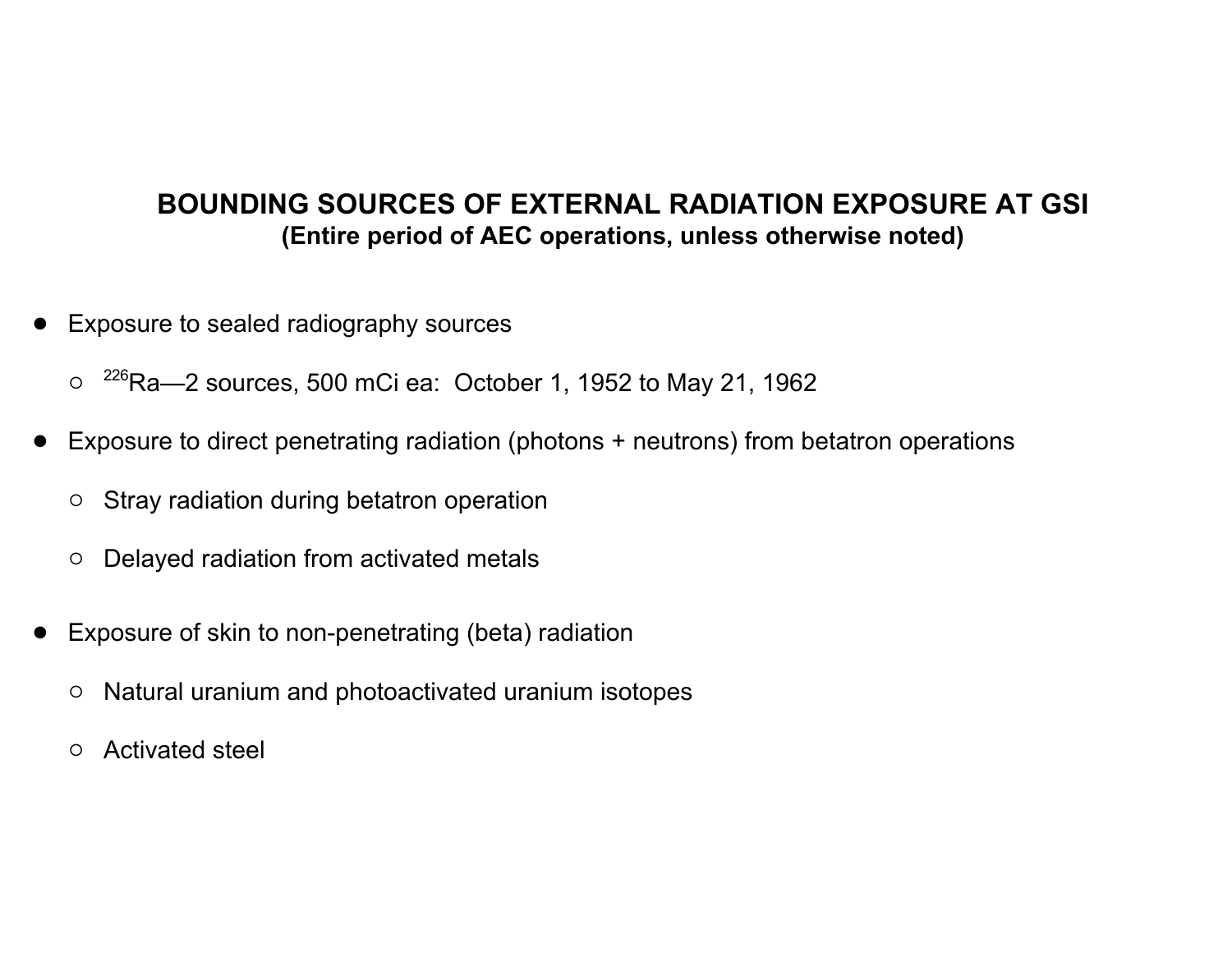## BOUNDING SOURCES OF EXTERNAL RADIATION EXPOSURE AT GSI

**(Entire period of AEC operations, unless otherwise noted)**

- Exposure to sealed radiography sources
  - $^{226}$Ra—2 sources, 500 mCi ea: October 1, 1952 to May 21, 1962
- Exposure to direct penetrating radiation (photons + neutrons) from betatron operations
  - Stray radiation during betatron operation
  - Delayed radiation from activated metals
- Exposure of skin to non-penetrating (beta) radiation
  - Natural uranium and photoactivated uranium isotopes
  - Activated steel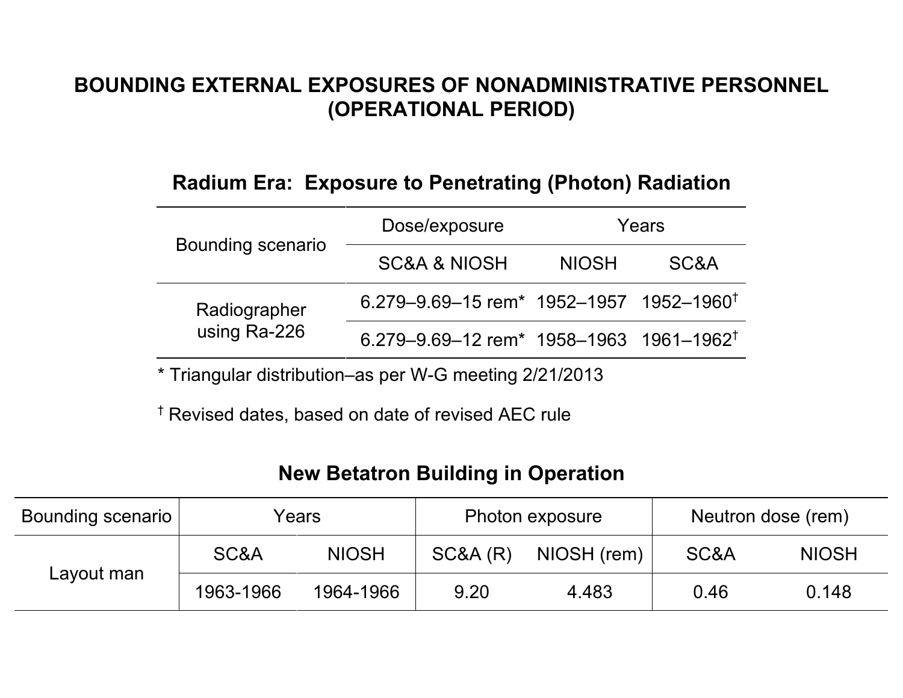# BOUNDING EXTERNAL EXPOSURES OF NONADMINISTRATIVE PERSONNEL (OPERATIONAL PERIOD)

## Radium Era: Exposure to Penetrating (Photon) Radiation

| Bounding scenario | Dose/exposure | Years | |
|---|---|---|---|
| | SC&A & NIOSH | NIOSH | SC&A |
| Radiographer using Ra-226 | 6.279–9.69–15 rem* | 1952–1957 | 1952–1960† |
| | 6.279–9.69–12 rem* | 1958–1963 | 1961–1962† |

* Triangular distribution–as per W-G meeting 2/21/2013

† Revised dates, based on date of revised AEC rule

## New Betatron Building in Operation

| Bounding scenario | Years | | Photon exposure | | Neutron dose (rem) | |
|---|---|---|---|---|---|---|
| | SC&A | NIOSH | SC&A (R) | NIOSH (rem) | SC&A | NIOSH |
| Layout man | 1963-1966 | 1964-1966 | 9.20 | 4.483 | 0.46 | 0.148 |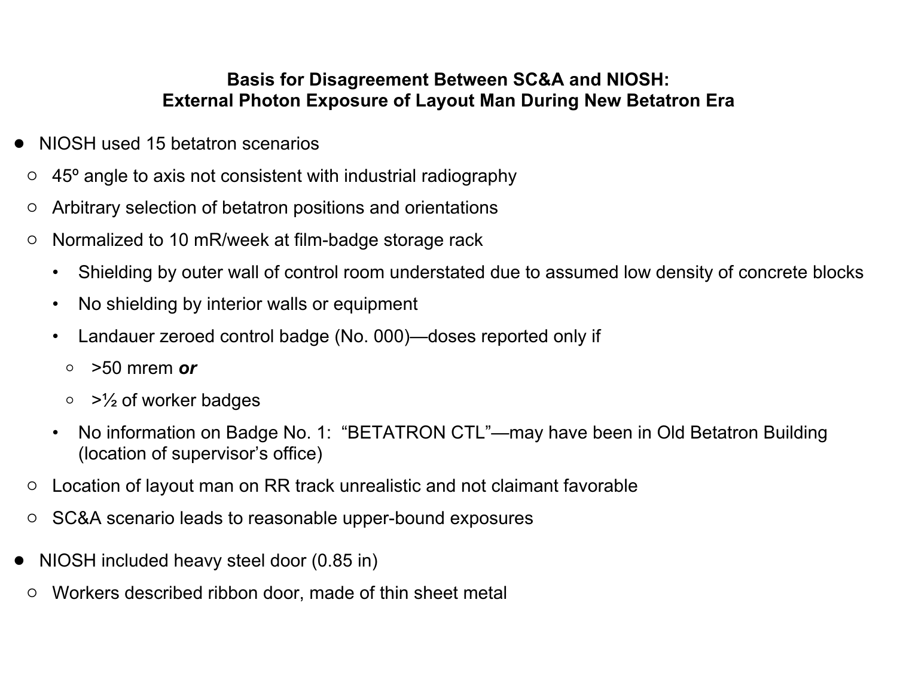**Basis for Disagreement Between SC&A and NIOSH:**
**External Photon Exposure of Layout Man During New Betatron Era**

- NIOSH used 15 betatron scenarios
  - 45º angle to axis not consistent with industrial radiography
  - Arbitrary selection of betatron positions and orientations
  - Normalized to 10 mR/week at film-badge storage rack
    - Shielding by outer wall of control room understated due to assumed low density of concrete blocks
    - No shielding by interior walls or equipment
    - Landauer zeroed control badge (No. 000)—doses reported only if
      - >50 mrem ***or***
      - >½ of worker badges
    - No information on Badge No. 1: "BETATRON CTL"—may have been in Old Betatron Building (location of supervisor's office)
  - Location of layout man on RR track unrealistic and not claimant favorable
  - SC&A scenario leads to reasonable upper-bound exposures
- NIOSH included heavy steel door (0.85 in)
  - Workers described ribbon door, made of thin sheet metal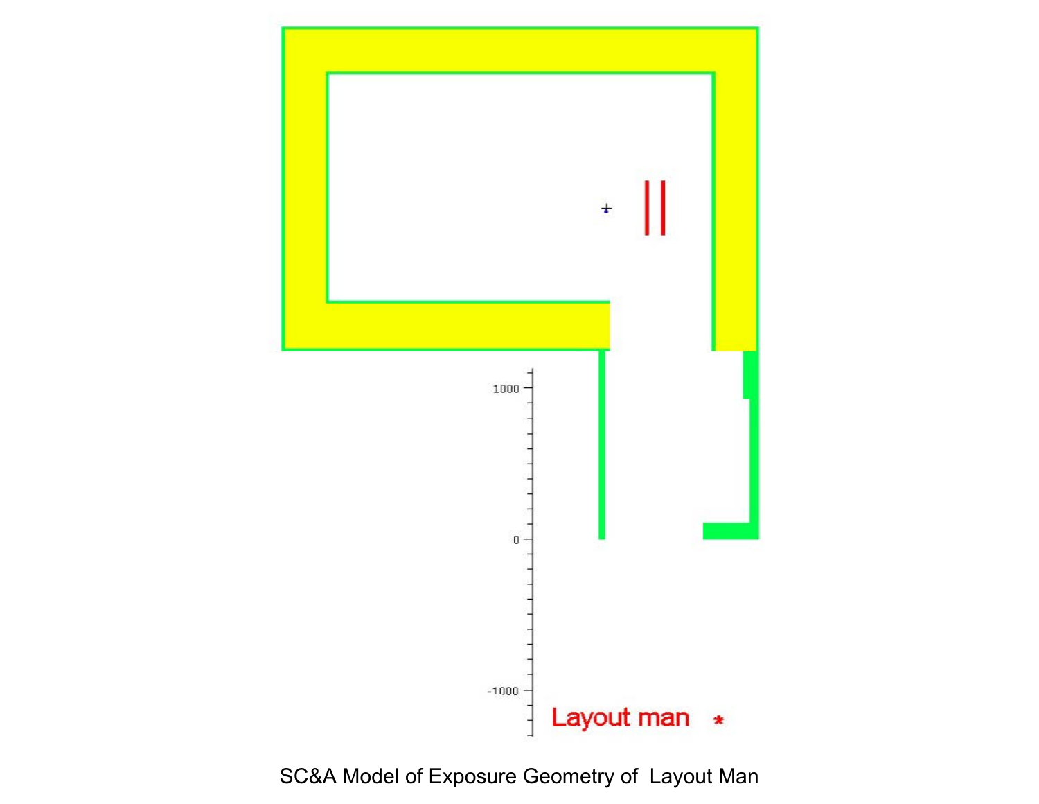SC&A Model of Exposure Geometry of Layout Man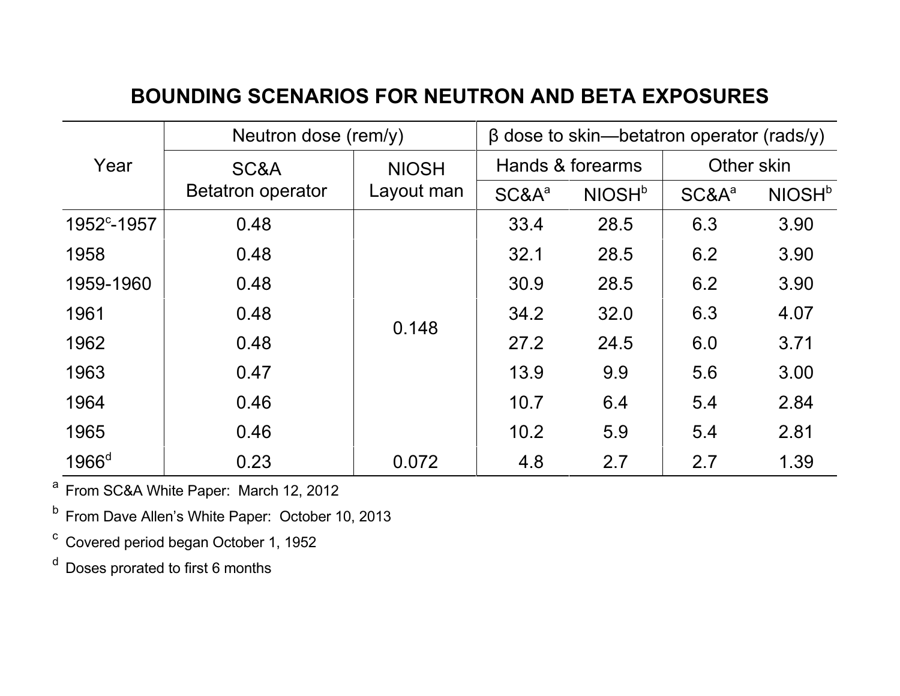## BOUNDING SCENARIOS FOR NEUTRON AND BETA EXPOSURES

| Year | Neutron dose (rem/y) | | β dose to skin—betatron operator (rads/y) | | | |
|---|---|---|---|---|---|---|
| | SC&A Betatron operator | NIOSH Layout man | Hands & forearms | | Other skin | |
| | | | SC&A[a] | NIOSH[b] | SC&A[a] | NIOSH[b] |
| 1952[c]-1957 | 0.48 | 0.148 | 33.4 | 28.5 | 6.3 | 3.90 |
| 1958 | 0.48 | | 32.1 | 28.5 | 6.2 | 3.90 |
| 1959-1960 | 0.48 | | 30.9 | 28.5 | 6.2 | 3.90 |
| 1961 | 0.48 | | 34.2 | 32.0 | 6.3 | 4.07 |
| 1962 | 0.48 | | 27.2 | 24.5 | 6.0 | 3.71 |
| 1963 | 0.47 | | 13.9 | 9.9 | 5.6 | 3.00 |
| 1964 | 0.46 | | 10.7 | 6.4 | 5.4 | 2.84 |
| 1965 | 0.46 | | 10.2 | 5.9 | 5.4 | 2.81 |
| 1966[d] | 0.23 | 0.072 | 4.8 | 2.7 | 2.7 | 1.39 |

[a] From SC&A White Paper: March 12, 2012

[b] From Dave Allen's White Paper: October 10, 2013

[c] Covered period began October 1, 1952

[d] Doses prorated to first 6 months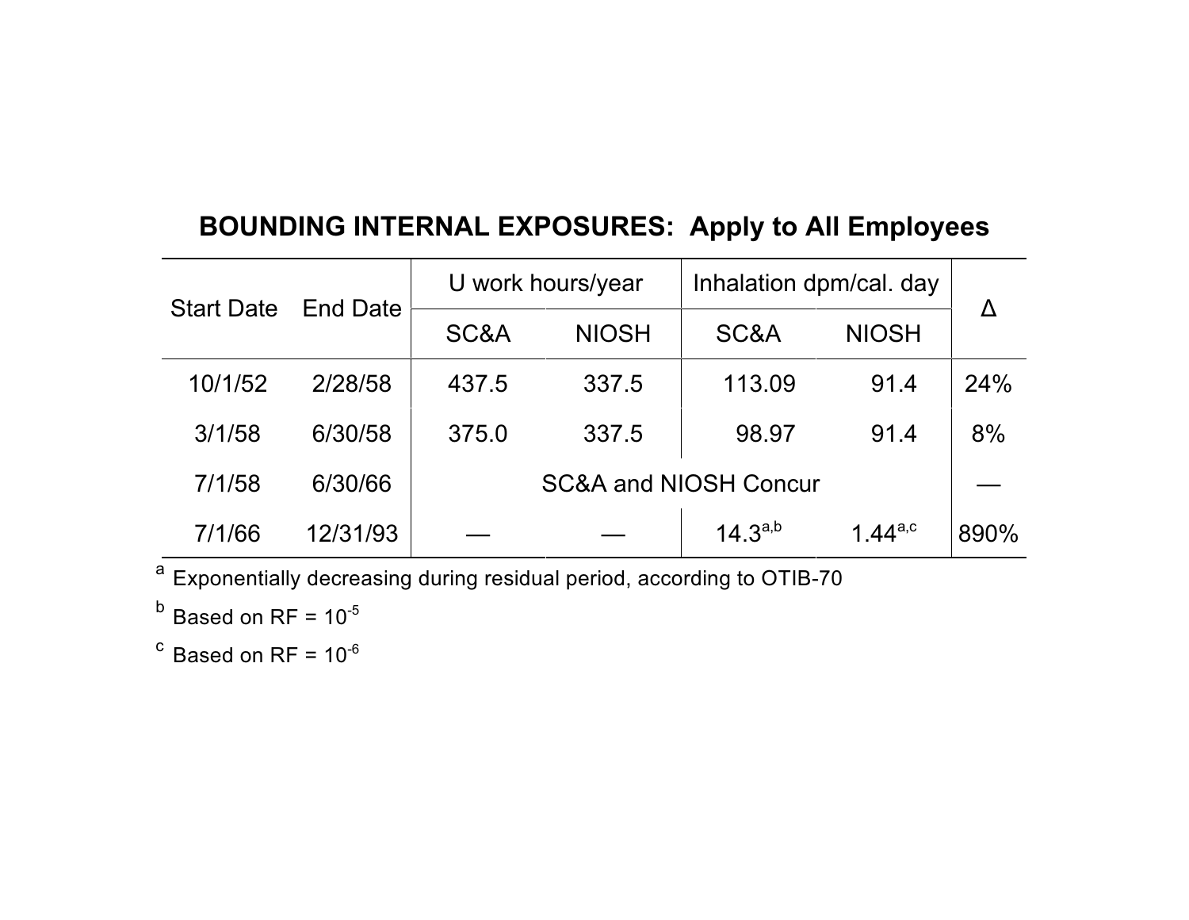## BOUNDING INTERNAL EXPOSURES: Apply to All Employees

| Start Date | End Date | U work hours/year | | Inhalation dpm/cal. day | | Δ |
|---|---|---|---|---|---|---|
| | | SC&A | NIOSH | SC&A | NIOSH | |
| 10/1/52 | 2/28/58 | 437.5 | 337.5 | 113.09 | 91.4 | 24% |
| 3/1/58 | 6/30/58 | 375.0 | 337.5 | 98.97 | 91.4 | 8% |
| 7/1/58 | 6/30/66 | SC&A and NIOSH Concur | | | | — |
| 7/1/66 | 12/31/93 | — | — | 14.3[a,b] | 1.44[a,c] | 890% |

[a] Exponentially decreasing during residual period, according to OTIB-70

[b] Based on RF = $10^{-5}$

[c] Based on RF = $10^{-6}$